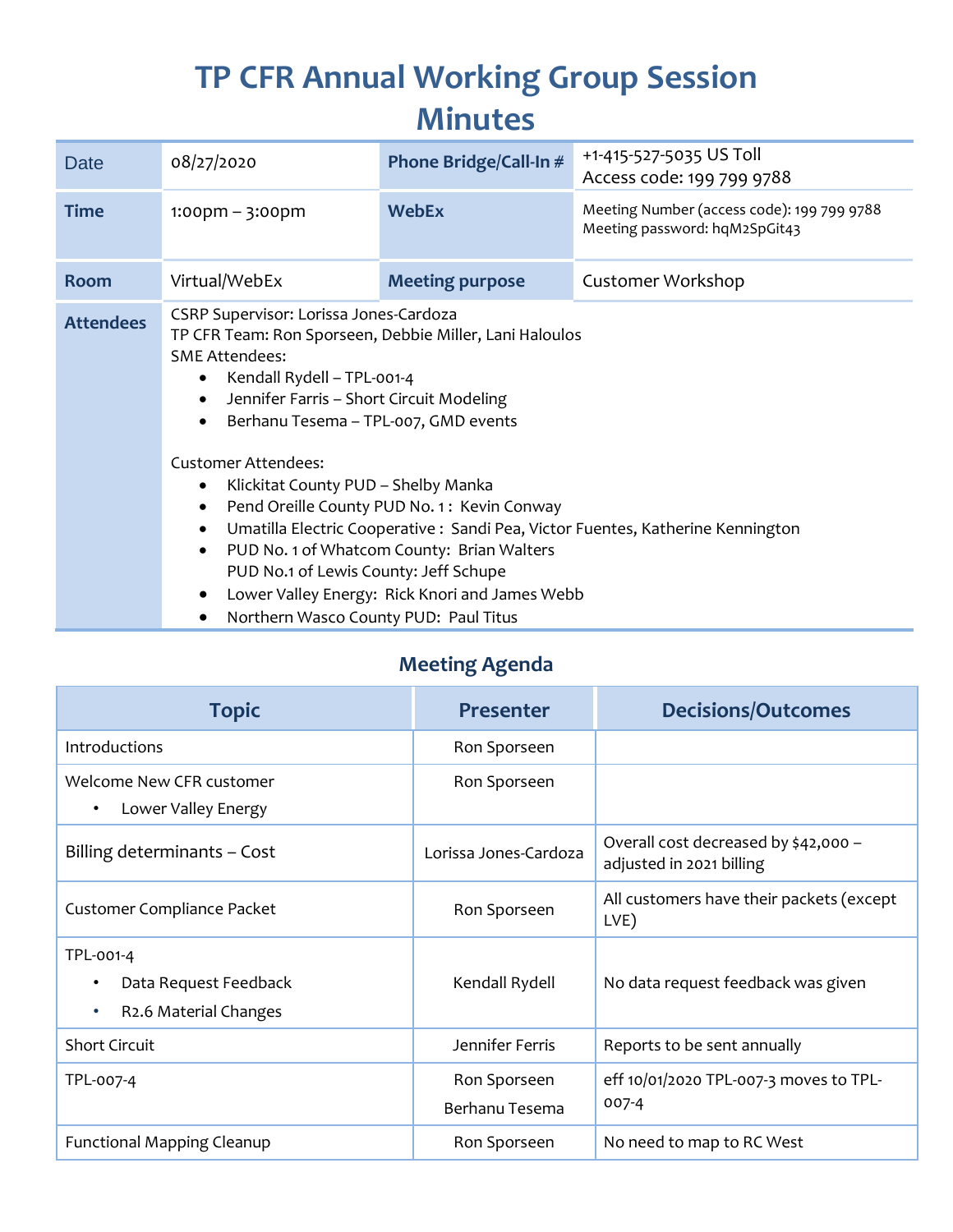# TP CFR Annual Working Group Session Minutes

| Date | 08/27/2020 | Phone Bridge/Call-In # | +1-415-527-5035 US Toll<br>Access code: 199 799 9788 |
|---|---|---|---|
| Time | 1:00pm – 3:00pm | WebEx | Meeting Number (access code): 199 799 9788<br>Meeting password: hqM2SpGit43 |
| Room | Virtual/WebEx | Meeting purpose | Customer Workshop |
| Attendees | CSRP Supervisor: Lorissa Jones-Cardoza<br>TP CFR Team: Ron Sporseen, Debbie Miller, Lani Haloulos<br>SME Attendees:<br>• Kendall Rydell – TPL-001-4<br>• Jennifer Farris – Short Circuit Modeling<br>• Berhanu Tesema – TPL-007, GMD events<br><br>Customer Attendees:<br>• Klickitat County PUD – Shelby Manka<br>• Pend Oreille County PUD No. 1 : Kevin Conway<br>• Umatilla Electric Cooperative : Sandi Pea, Victor Fuentes, Katherine Kennington<br>• PUD No. 1 of Whatcom County: Brian Walters<br>PUD No.1 of Lewis County: Jeff Schupe<br>• Lower Valley Energy: Rick Knori and James Webb<br>• Northern Wasco County PUD: Paul Titus | | |

## Meeting Agenda

| Topic | Presenter | Decisions/Outcomes |
|---|---|---|
| Introductions | Ron Sporseen | |
| Welcome New CFR customer<br>• Lower Valley Energy | Ron Sporseen | |
| Billing determinants – Cost | Lorissa Jones-Cardoza | Overall cost decreased by $42,000 – adjusted in 2021 billing |
| Customer Compliance Packet | Ron Sporseen | All customers have their packets (except LVE) |
| TPL-001-4<br>• Data Request Feedback<br>• R2.6 Material Changes | Kendall Rydell | No data request feedback was given |
| Short Circuit | Jennifer Ferris | Reports to be sent annually |
| TPL-007-4 | Ron Sporseen<br>Berhanu Tesema | eff 10/01/2020 TPL-007-3 moves to TPL-007-4 |
| Functional Mapping Cleanup | Ron Sporseen | No need to map to RC West |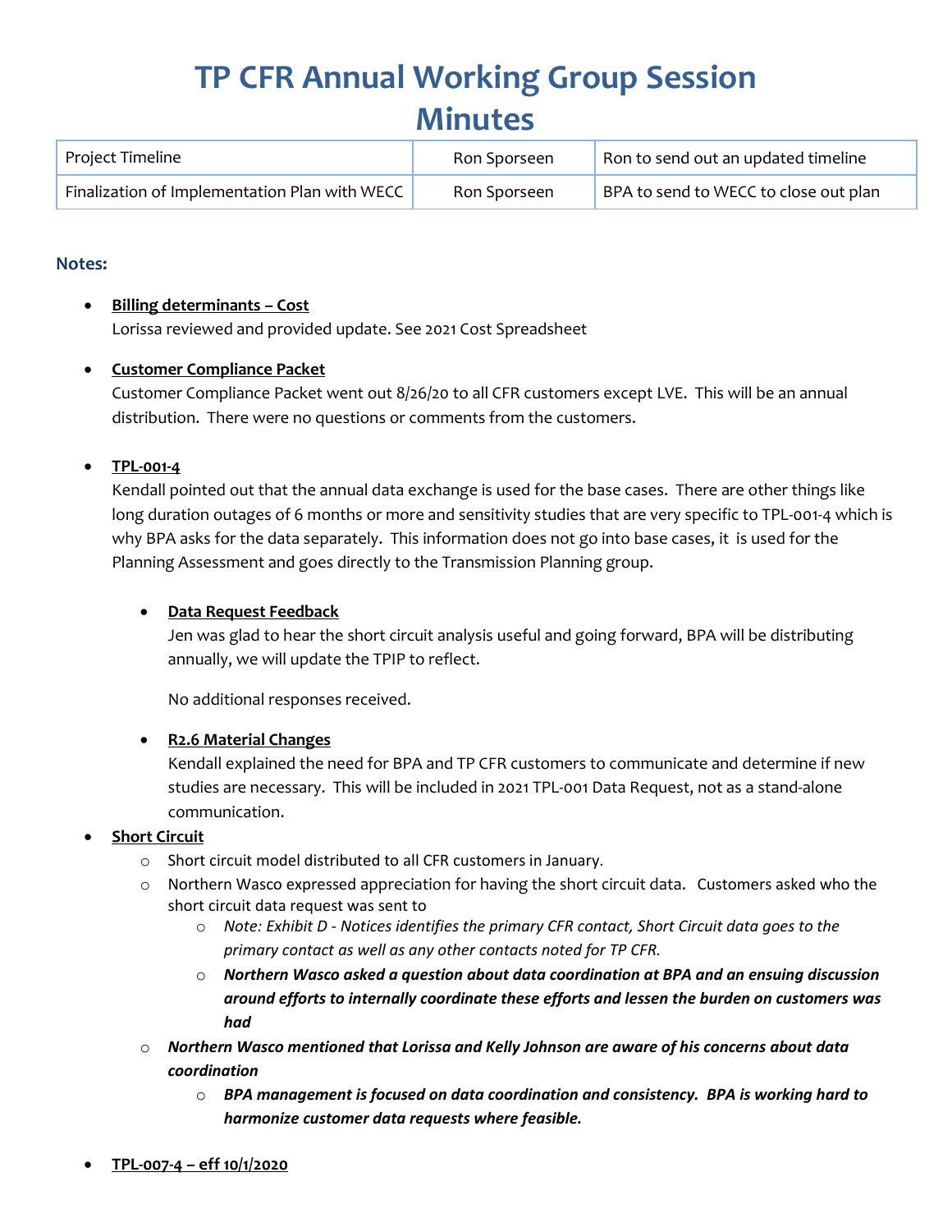# TP CFR Annual Working Group Session Minutes

| Project Timeline | Ron Sporseen | Ron to send out an updated timeline |
|---|---|---|
| Finalization of Implementation Plan with WECC | Ron Sporseen | BPA to send to WECC to close out plan |

### Notes:

- **Billing determinants – Cost**
  Lorissa reviewed and provided update. See 2021 Cost Spreadsheet

- **Customer Compliance Packet**
  Customer Compliance Packet went out 8/26/20 to all CFR customers except LVE. This will be an annual distribution. There were no questions or comments from the customers.

- **TPL-001-4**
  Kendall pointed out that the annual data exchange is used for the base cases. There are other things like long duration outages of 6 months or more and sensitivity studies that are very specific to TPL-001-4 which is why BPA asks for the data separately. This information does not go into base cases, it is used for the Planning Assessment and goes directly to the Transmission Planning group.

  - **Data Request Feedback**
    Jen was glad to hear the short circuit analysis useful and going forward, BPA will be distributing annually, we will update the TPIP to reflect.

    No additional responses received.

  - **R2.6 Material Changes**
    Kendall explained the need for BPA and TP CFR customers to communicate and determine if new studies are necessary. This will be included in 2021 TPL-001 Data Request, not as a stand-alone communication.

- **Short Circuit**
  - Short circuit model distributed to all CFR customers in January.
  - Northern Wasco expressed appreciation for having the short circuit data. Customers asked who the short circuit data request was sent to
    - *Note: Exhibit D - Notices identifies the primary CFR contact, Short Circuit data goes to the primary contact as well as any other contacts noted for TP CFR.*
    - ***Northern Wasco asked a question about data coordination at BPA and an ensuing discussion around efforts to internally coordinate these efforts and lessen the burden on customers was had***
  - ***Northern Wasco mentioned that Lorissa and Kelly Johnson are aware of his concerns about data coordination***
    - ***BPA management is focused on data coordination and consistency. BPA is working hard to harmonize customer data requests where feasible.***

- **TPL-007-4 – eff 10/1/2020**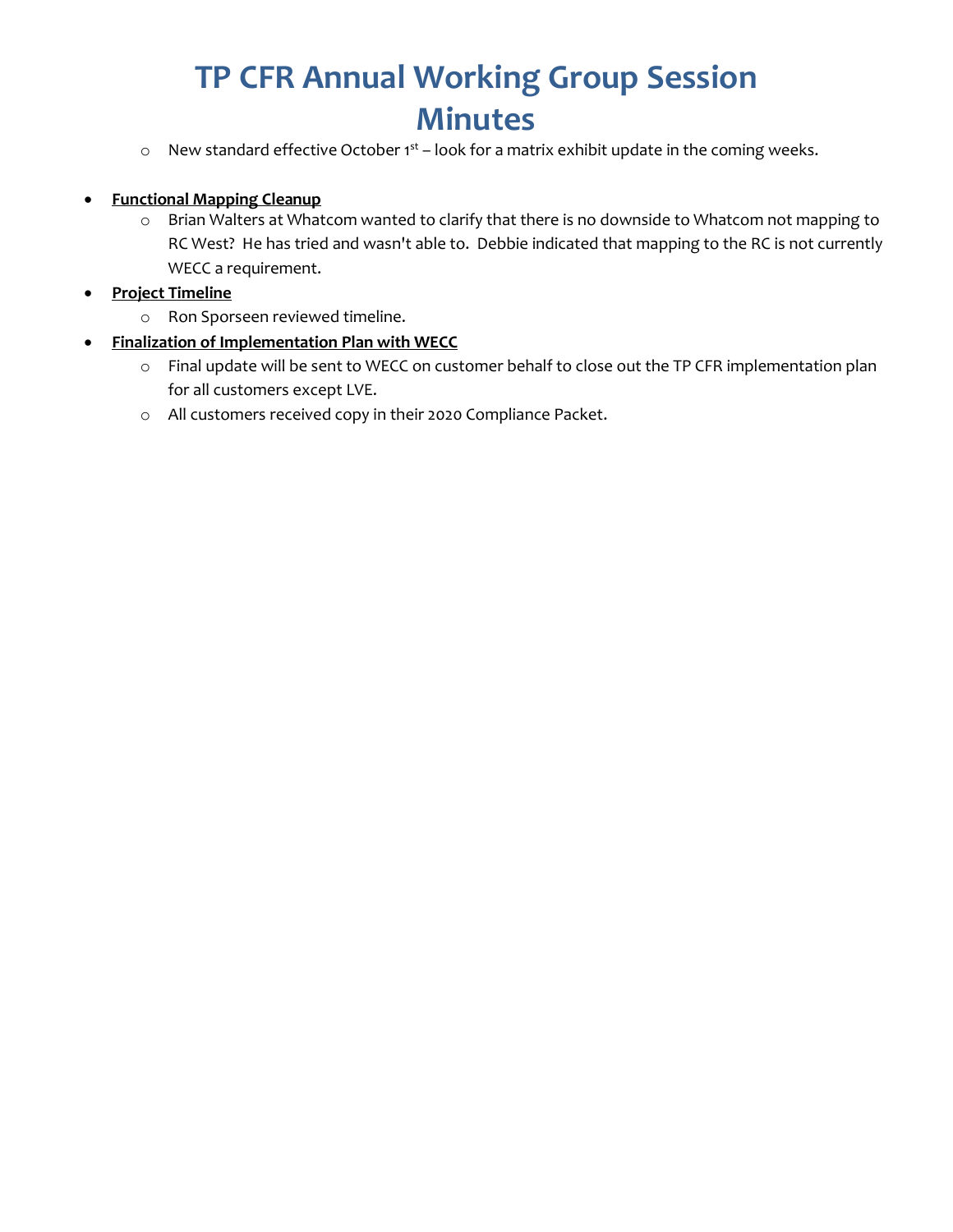# TP CFR Annual Working Group Session Minutes

- New standard effective October 1st – look for a matrix exhibit update in the coming weeks.

- **Functional Mapping Cleanup**
  - Brian Walters at Whatcom wanted to clarify that there is no downside to Whatcom not mapping to RC West? He has tried and wasn't able to. Debbie indicated that mapping to the RC is not currently WECC a requirement.
- **Project Timeline**
  - Ron Sporseen reviewed timeline.
- **Finalization of Implementation Plan with WECC**
  - Final update will be sent to WECC on customer behalf to close out the TP CFR implementation plan for all customers except LVE.
  - All customers received copy in their 2020 Compliance Packet.